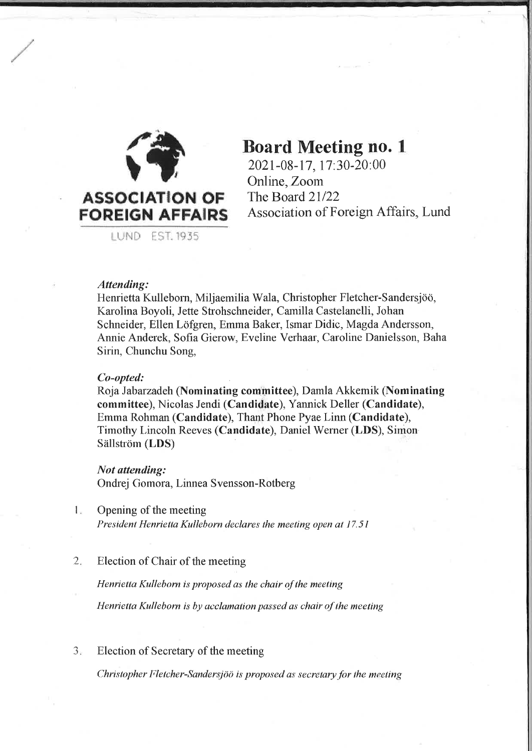**ASSOCIATION OF FOREIGN AFFAIRS**

LUND EST. 1935

# Board Meeting no. 1

2021-08-17, 17:30-20:00
Online, Zoom
The Board 21/22
Association of Foreign Affairs, Lund

***Attending:***
Henrietta Kulleborn, Miljaemilia Wala, Christopher Fletcher-Sandersjöö, Karolina Boyoli, Jette Strohschneider, Camilla Castelanelli, Johan Schneider, Ellen Löfgren, Emma Baker, Ismar Didic, Magda Andersson, Annie Anderek, Sofia Gierow, Eveline Verhaar, Caroline Danielsson, Baha Sirin, Chunchu Song,

***Co-opted:***
Roja Jabarzadeh (**Nominating committee**), Damla Akkemik (**Nominating committee**), Nicolas Jendi (**Candidate**), Yannick Deller (**Candidate**), Emma Rohman (**Candidate**), Thant Phone Pyae Linn (**Candidate**), Timothy Lincoln Reeves (**Candidate**), Daniel Werner (**LDS**), Simon Sällström (**LDS**)

***Not attending:***
Ondrej Gomora, Linnea Svensson-Rotberg

1. Opening of the meeting

   *President Henrietta Kulleborn declares the meeting open at 17.51*

2. Election of Chair of the meeting

   *Henrietta Kulleborn is proposed as the chair of the meeting*

   *Henrietta Kulleborn is by acclamation passed as chair of the meeting*

3. Election of Secretary of the meeting

   *Christopher Fletcher-Sandersjöö is proposed as secretary for the meeting*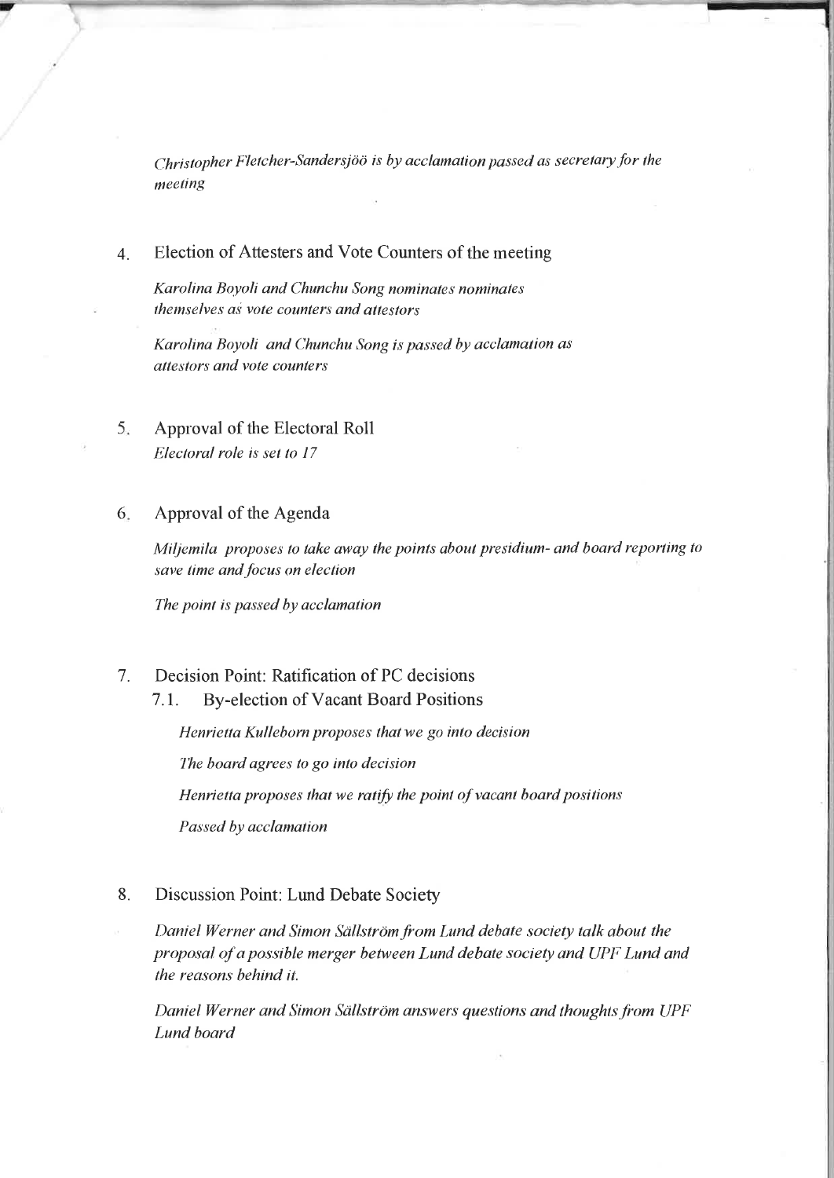*Christopher Fletcher-Sandersjöö is by acclamation passed as secretary for the meeting*

4. Election of Attesters and Vote Counters of the meeting

   *Karolina Boyoli and Chunchu Song nominates nominates themselves as vote counters and attestors*

   *Karolina Boyoli and Chunchu Song is passed by acclamation as attestors and vote counters*

5. Approval of the Electoral Roll

   *Electoral role is set to 17*

6. Approval of the Agenda

   *Miljemila proposes to take away the points about presidium- and board reporting to save time and focus on election*

   *The point is passed by acclamation*

7. Decision Point: Ratification of PC decisions

   7.1. By-election of Vacant Board Positions

   *Henrietta Kulleborn proposes that we go into decision*

   *The board agrees to go into decision*

   *Henrietta proposes that we ratify the point of vacant board positions*

   *Passed by acclamation*

8. Discussion Point: Lund Debate Society

   *Daniel Werner and Simon Sällström from Lund debate society talk about the proposal of a possible merger between Lund debate society and UPF Lund and the reasons behind it.*

   *Daniel Werner and Simon Sällström answers questions and thoughts from UPF Lund board*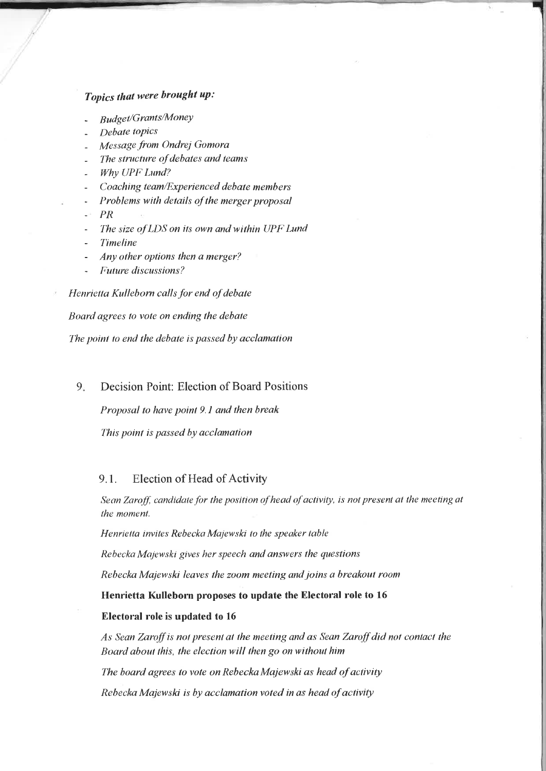***Topics that were brought up:***

- *Budget/Grants/Money*
- *Debate topics*
- *Message from Ondrej Gomora*
- *The structure of debates and teams*
- *Why UPF Lund?*
- *Coaching team/Experienced debate members*
- *Problems with details of the merger proposal*
- *PR*
- *The size of LDS on its own and within UPF Lund*
- *Timeline*
- *Any other options then a merger?*
- *Future discussions?*

*Henrietta Kulleborn calls for end of debate*

*Board agrees to vote on ending the debate*

*The point to end the debate is passed by acclamation*

## 9. Decision Point: Election of Board Positions

*Proposal to have point 9.1 and then break*

*This point is passed by acclamation*

### 9.1. Election of Head of Activity

*Sean Zaroff, candidate for the position of head of activity, is not present at the meeting at the moment.*

*Henrietta invites Rebecka Majewski to the speaker table*

*Rebecka Majewski gives her speech and answers the questions*

*Rebecka Majewski leaves the zoom meeting and joins a breakout room*

**Henrietta Kulleborn proposes to update the Electoral role to 16**

**Electoral role is updated to 16**

*As Sean Zaroff is not present at the meeting and as Sean Zaroff did not contact the Board about this, the election will then go on without him*

*The board agrees to vote on Rebecka Majewski as head of activity*

*Rebecka Majewski is by acclamation voted in as head of activity*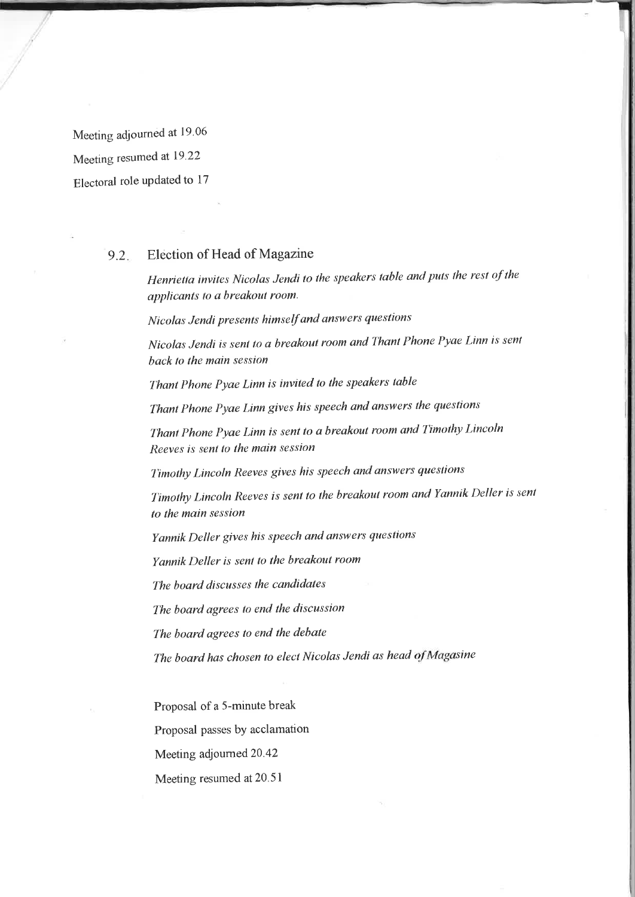Meeting adjourned at 19.06

Meeting resumed at 19.22

Electoral role updated to 17

## 9.2. Election of Head of Magazine

*Henrietta invites Nicolas Jendi to the speakers table and puts the rest of the applicants to a breakout room.*

*Nicolas Jendi presents himself and answers questions*

*Nicolas Jendi is sent to a breakout room and Thant Phone Pyae Linn is sent back to the main session*

*Thant Phone Pyae Linn is invited to the speakers table*

*Thant Phone Pyae Linn gives his speech and answers the questions*

*Thant Phone Pyae Linn is sent to a breakout room and Timothy Lincoln Reeves is sent to the main session*

*Timothy Lincoln Reeves gives his speech and answers questions*

*Timothy Lincoln Reeves is sent to the breakout room and Yannik Deller is sent to the main session*

*Yannik Deller gives his speech and answers questions*

*Yannik Deller is sent to the breakout room*

*The board discusses the candidates*

*The board agrees to end the discussion*

*The board agrees to end the debate*

*The board has chosen to elect Nicolas Jendi as head of Magasine*

Proposal of a 5-minute break

Proposal passes by acclamation

Meeting adjourned 20.42

Meeting resumed at 20.51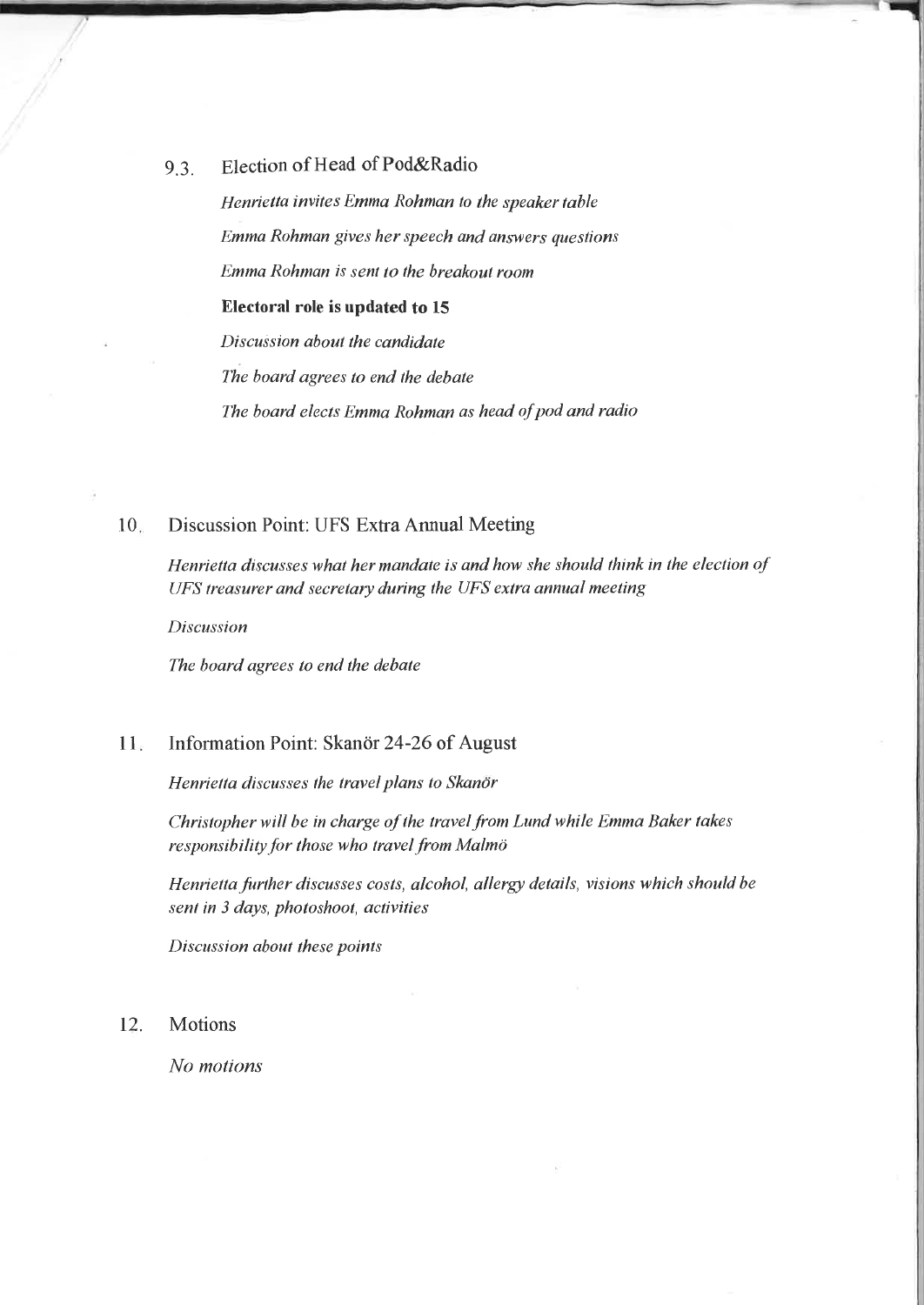### 9.3. Election of Head of Pod&Radio

*Henrietta invites Emma Rohman to the speaker table*

*Emma Rohman gives her speech and answers questions*

*Emma Rohman is sent to the breakout room*

**Electoral role is updated to 15**

*Discussion about the candidate*

*The board agrees to end the debate*

*The board elects Emma Rohman as head of pod and radio*

## 10. Discussion Point: UFS Extra Annual Meeting

*Henrietta discusses what her mandate is and how she should think in the election of UFS treasurer and secretary during the UFS extra annual meeting*

*Discussion*

*The board agrees to end the debate*

## 11. Information Point: Skanör 24-26 of August

*Henrietta discusses the travel plans to Skanör*

*Christopher will be in charge of the travel from Lund while Emma Baker takes responsibility for those who travel from Malmö*

*Henrietta further discusses costs, alcohol, allergy details, visions which should be sent in 3 days, photoshoot, activities*

*Discussion about these points*

## 12. Motions

*No motions*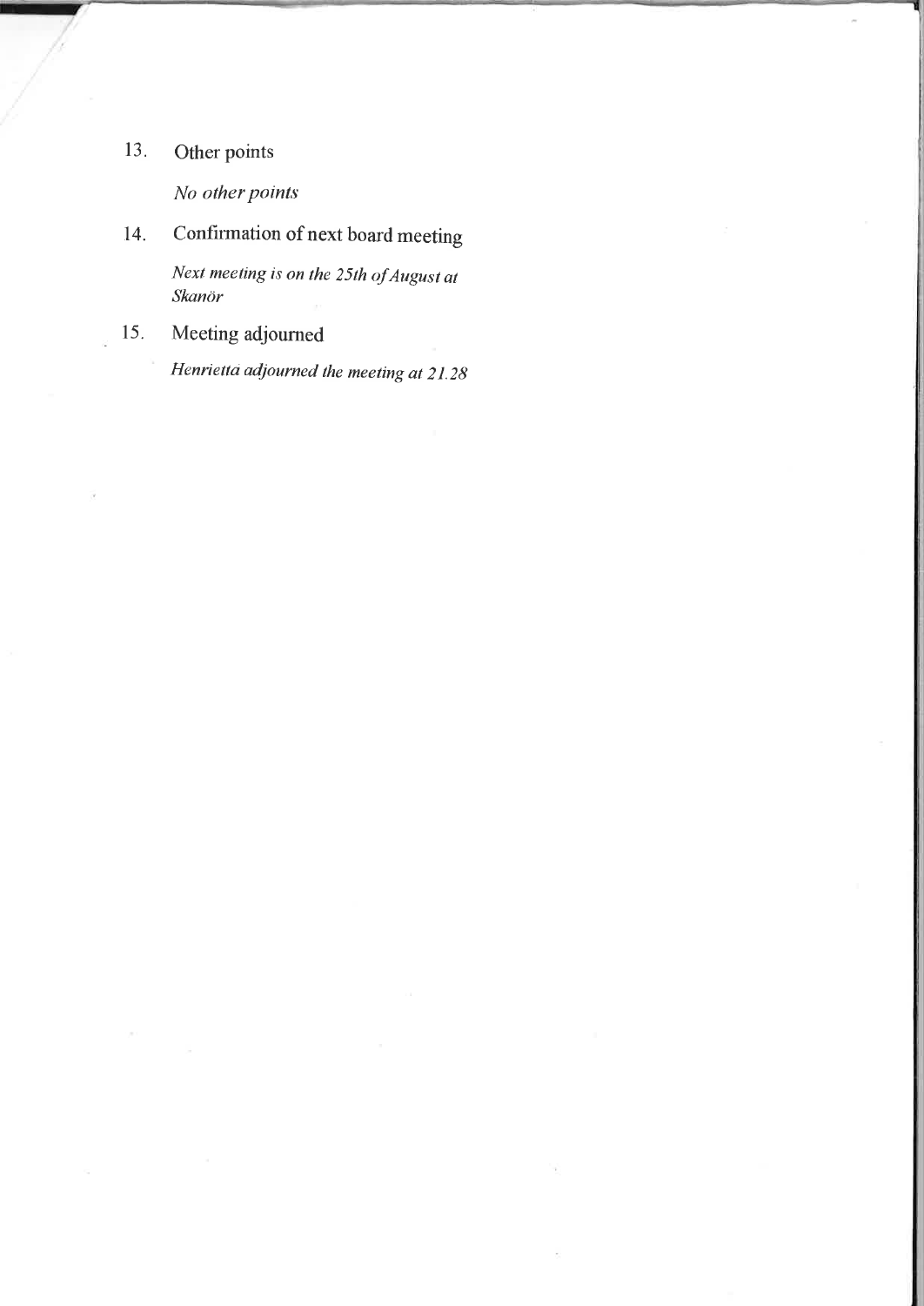13. Other points

    *No other points*

14. Confirmation of next board meeting

    *Next meeting is on the 25th of August at Skanör*

15. Meeting adjourned

    *Henrietta adjourned the meeting at 21.28*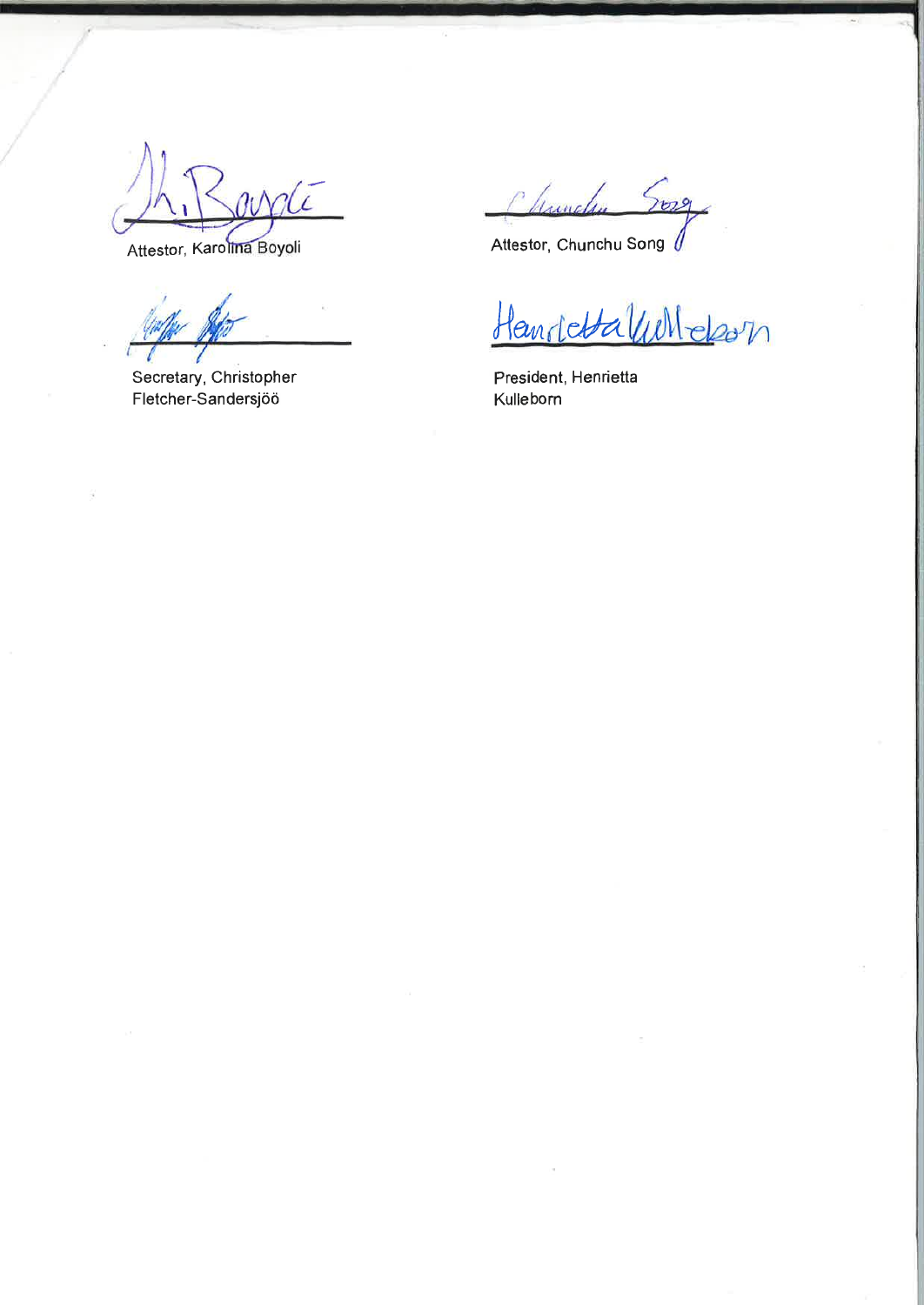Attestor, Karolina Boyoli

Attestor, Chunchu Song

Secretary, Christopher Fletcher-Sandersjöö

President, Henrietta Kulleborn